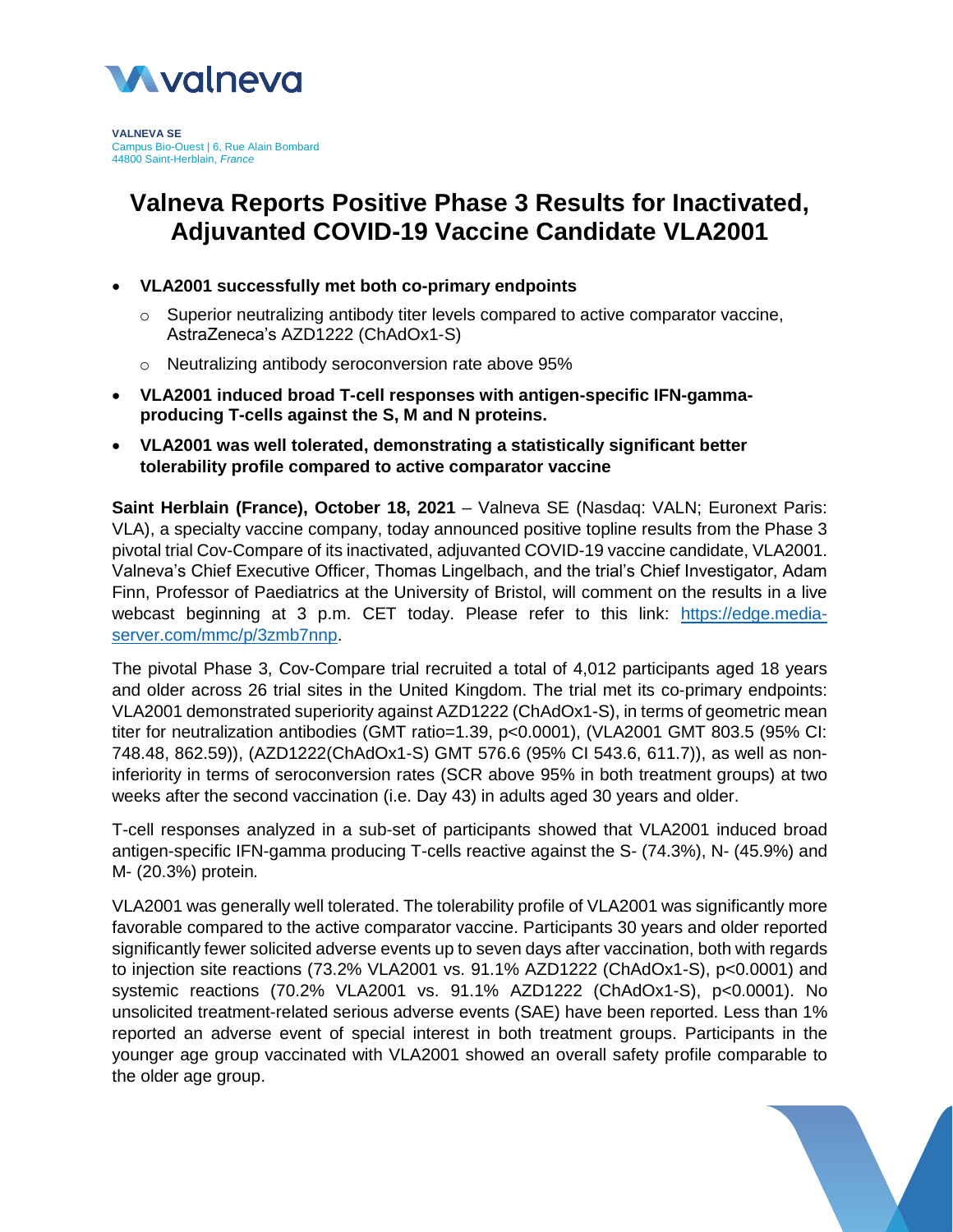**VALNEVA SE**
Campus Bio-Ouest | 6, Rue Alain Bombard
44800 Saint-Herblain, *France*

# Valneva Reports Positive Phase 3 Results for Inactivated, Adjuvanted COVID-19 Vaccine Candidate VLA2001

- **VLA2001 successfully met both co-primary endpoints**
  - Superior neutralizing antibody titer levels compared to active comparator vaccine, AstraZeneca's AZD1222 (ChAdOx1-S)
  - Neutralizing antibody seroconversion rate above 95%
- **VLA2001 induced broad T-cell responses with antigen-specific IFN-gamma-producing T-cells against the S, M and N proteins.**
- **VLA2001 was well tolerated, demonstrating a statistically significant better tolerability profile compared to active comparator vaccine**

**Saint Herblain (France), October 18, 2021** – Valneva SE (Nasdaq: VALN; Euronext Paris: VLA), a specialty vaccine company, today announced positive topline results from the Phase 3 pivotal trial Cov-Compare of its inactivated, adjuvanted COVID-19 vaccine candidate, VLA2001. Valneva's Chief Executive Officer, Thomas Lingelbach, and the trial's Chief Investigator, Adam Finn, Professor of Paediatrics at the University of Bristol, will comment on the results in a live webcast beginning at 3 p.m. CET today. Please refer to this link: https://edge.media-server.com/mmc/p/3zmb7nnp.

The pivotal Phase 3, Cov-Compare trial recruited a total of 4,012 participants aged 18 years and older across 26 trial sites in the United Kingdom. The trial met its co-primary endpoints: VLA2001 demonstrated superiority against AZD1222 (ChAdOx1-S), in terms of geometric mean titer for neutralization antibodies (GMT ratio=1.39, $p<0.0001$), (VLA2001 GMT 803.5 (95% CI: 748.48, 862.59)), (AZD1222(ChAdOx1-S) GMT 576.6 (95% CI 543.6, 611.7)), as well as non-inferiority in terms of seroconversion rates (SCR above 95% in both treatment groups) at two weeks after the second vaccination (i.e. Day 43) in adults aged 30 years and older.

T-cell responses analyzed in a sub-set of participants showed that VLA2001 induced broad antigen-specific IFN-gamma producing T-cells reactive against the S- (74.3%), N- (45.9%) and M- (20.3%) protein.

VLA2001 was generally well tolerated. The tolerability profile of VLA2001 was significantly more favorable compared to the active comparator vaccine. Participants 30 years and older reported significantly fewer solicited adverse events up to seven days after vaccination, both with regards to injection site reactions (73.2% VLA2001 vs. 91.1% AZD1222 (ChAdOx1-S), $p<0.0001$) and systemic reactions (70.2% VLA2001 vs. 91.1% AZD1222 (ChAdOx1-S), $p<0.0001$). No unsolicited treatment-related serious adverse events (SAE) have been reported. Less than 1% reported an adverse event of special interest in both treatment groups. Participants in the younger age group vaccinated with VLA2001 showed an overall safety profile comparable to the older age group.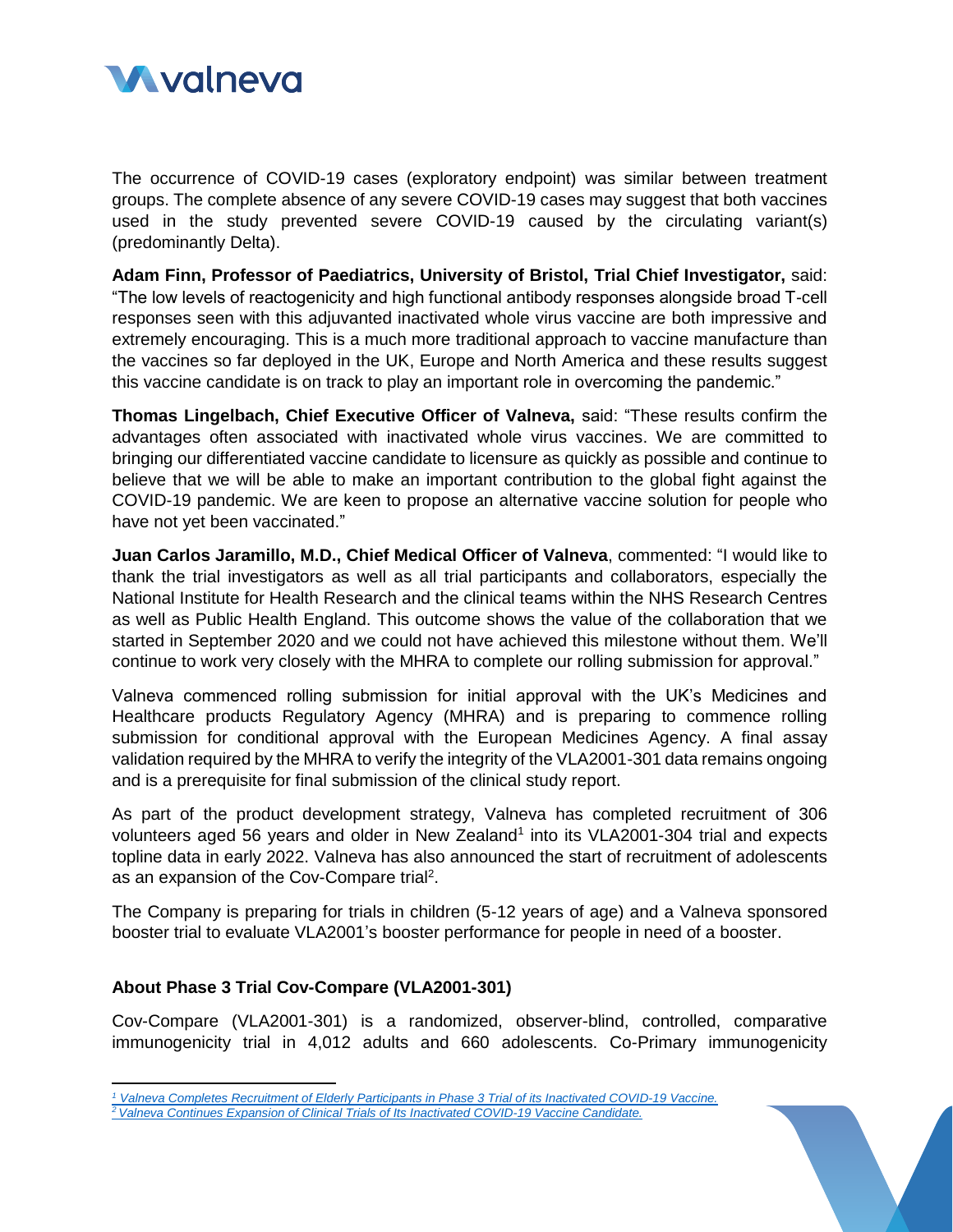The occurrence of COVID-19 cases (exploratory endpoint) was similar between treatment groups. The complete absence of any severe COVID-19 cases may suggest that both vaccines used in the study prevented severe COVID-19 caused by the circulating variant(s) (predominantly Delta).

**Adam Finn, Professor of Paediatrics, University of Bristol, Trial Chief Investigator,** said: "The low levels of reactogenicity and high functional antibody responses alongside broad T-cell responses seen with this adjuvanted inactivated whole virus vaccine are both impressive and extremely encouraging. This is a much more traditional approach to vaccine manufacture than the vaccines so far deployed in the UK, Europe and North America and these results suggest this vaccine candidate is on track to play an important role in overcoming the pandemic."

**Thomas Lingelbach, Chief Executive Officer of Valneva,** said: "These results confirm the advantages often associated with inactivated whole virus vaccines. We are committed to bringing our differentiated vaccine candidate to licensure as quickly as possible and continue to believe that we will be able to make an important contribution to the global fight against the COVID-19 pandemic. We are keen to propose an alternative vaccine solution for people who have not yet been vaccinated."

**Juan Carlos Jaramillo, M.D., Chief Medical Officer of Valneva**, commented: "I would like to thank the trial investigators as well as all trial participants and collaborators, especially the National Institute for Health Research and the clinical teams within the NHS Research Centres as well as Public Health England. This outcome shows the value of the collaboration that we started in September 2020 and we could not have achieved this milestone without them. We'll continue to work very closely with the MHRA to complete our rolling submission for approval."

Valneva commenced rolling submission for initial approval with the UK's Medicines and Healthcare products Regulatory Agency (MHRA) and is preparing to commence rolling submission for conditional approval with the European Medicines Agency. A final assay validation required by the MHRA to verify the integrity of the VLA2001-301 data remains ongoing and is a prerequisite for final submission of the clinical study report.

As part of the product development strategy, Valneva has completed recruitment of 306 volunteers aged 56 years and older in New Zealand[1] into its VLA2001-304 trial and expects topline data in early 2022. Valneva has also announced the start of recruitment of adolescents as an expansion of the Cov-Compare trial[2].

The Company is preparing for trials in children (5-12 years of age) and a Valneva sponsored booster trial to evaluate VLA2001's booster performance for people in need of a booster.

**About Phase 3 Trial Cov-Compare (VLA2001-301)**

Cov-Compare (VLA2001-301) is a randomized, observer-blind, controlled, comparative immunogenicity trial in 4,012 adults and 660 adolescents. Co-Primary immunogenicity

[1] *Valneva Completes Recruitment of Elderly Participants in Phase 3 Trial of its Inactivated COVID-19 Vaccine.*

[2] *Valneva Continues Expansion of Clinical Trials of Its Inactivated COVID-19 Vaccine Candidate.*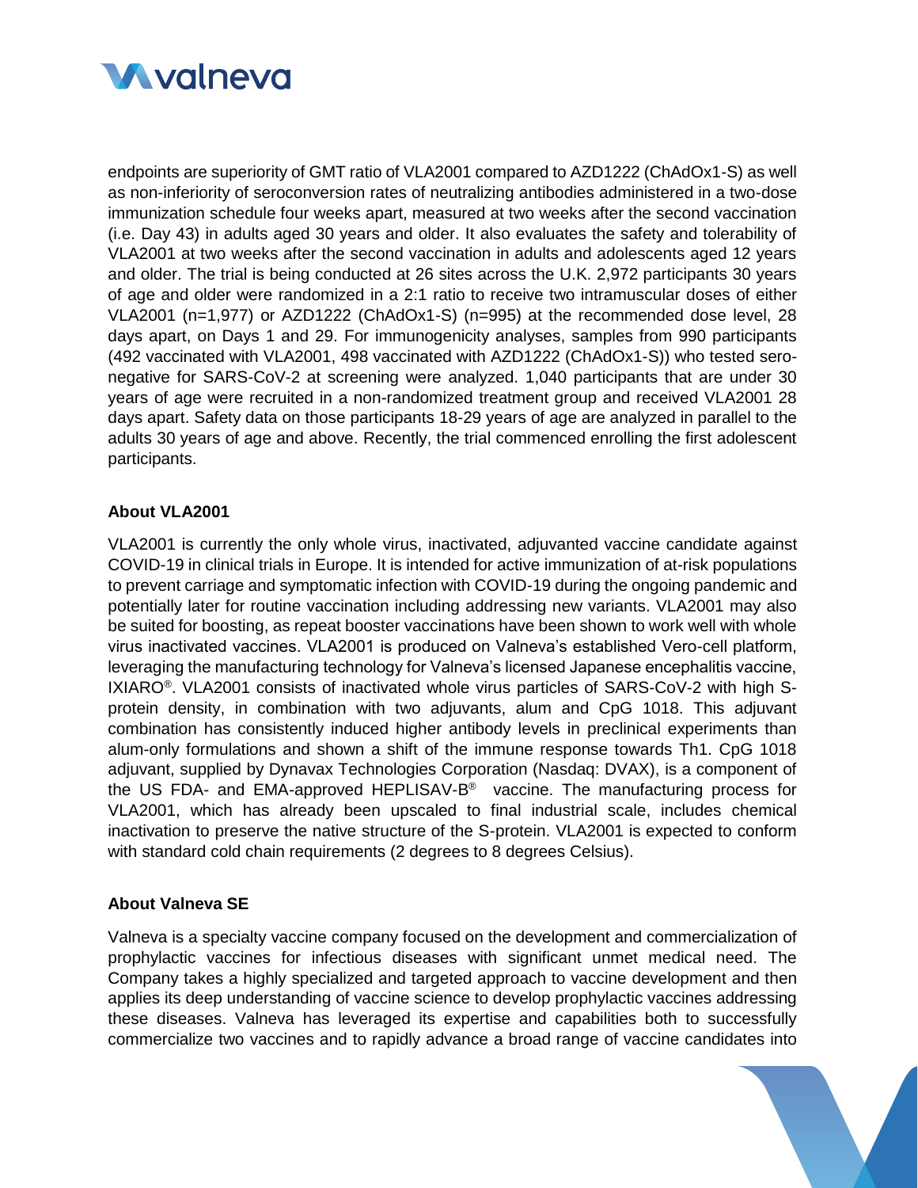endpoints are superiority of GMT ratio of VLA2001 compared to AZD1222 (ChAdOx1-S) as well as non-inferiority of seroconversion rates of neutralizing antibodies administered in a two-dose immunization schedule four weeks apart, measured at two weeks after the second vaccination (i.e. Day 43) in adults aged 30 years and older. It also evaluates the safety and tolerability of VLA2001 at two weeks after the second vaccination in adults and adolescents aged 12 years and older. The trial is being conducted at 26 sites across the U.K. 2,972 participants 30 years of age and older were randomized in a 2:1 ratio to receive two intramuscular doses of either VLA2001 (n=1,977) or AZD1222 (ChAdOx1-S) (n=995) at the recommended dose level, 28 days apart, on Days 1 and 29. For immunogenicity analyses, samples from 990 participants (492 vaccinated with VLA2001, 498 vaccinated with AZD1222 (ChAdOx1-S)) who tested sero-negative for SARS-CoV-2 at screening were analyzed. 1,040 participants that are under 30 years of age were recruited in a non-randomized treatment group and received VLA2001 28 days apart. Safety data on those participants 18-29 years of age are analyzed in parallel to the adults 30 years of age and above. Recently, the trial commenced enrolling the first adolescent participants.

**About VLA2001**

VLA2001 is currently the only whole virus, inactivated, adjuvanted vaccine candidate against COVID-19 in clinical trials in Europe. It is intended for active immunization of at-risk populations to prevent carriage and symptomatic infection with COVID-19 during the ongoing pandemic and potentially later for routine vaccination including addressing new variants. VLA2001 may also be suited for boosting, as repeat booster vaccinations have been shown to work well with whole virus inactivated vaccines. VLA2001 is produced on Valneva's established Vero-cell platform, leveraging the manufacturing technology for Valneva's licensed Japanese encephalitis vaccine, IXIARO®. VLA2001 consists of inactivated whole virus particles of SARS-CoV-2 with high S-protein density, in combination with two adjuvants, alum and CpG 1018. This adjuvant combination has consistently induced higher antibody levels in preclinical experiments than alum-only formulations and shown a shift of the immune response towards Th1. CpG 1018 adjuvant, supplied by Dynavax Technologies Corporation (Nasdaq: DVAX), is a component of the US FDA- and EMA-approved HEPLISAV-B® vaccine. The manufacturing process for VLA2001, which has already been upscaled to final industrial scale, includes chemical inactivation to preserve the native structure of the S-protein. VLA2001 is expected to conform with standard cold chain requirements (2 degrees to 8 degrees Celsius).

**About Valneva SE**

Valneva is a specialty vaccine company focused on the development and commercialization of prophylactic vaccines for infectious diseases with significant unmet medical need. The Company takes a highly specialized and targeted approach to vaccine development and then applies its deep understanding of vaccine science to develop prophylactic vaccines addressing these diseases. Valneva has leveraged its expertise and capabilities both to successfully commercialize two vaccines and to rapidly advance a broad range of vaccine candidates into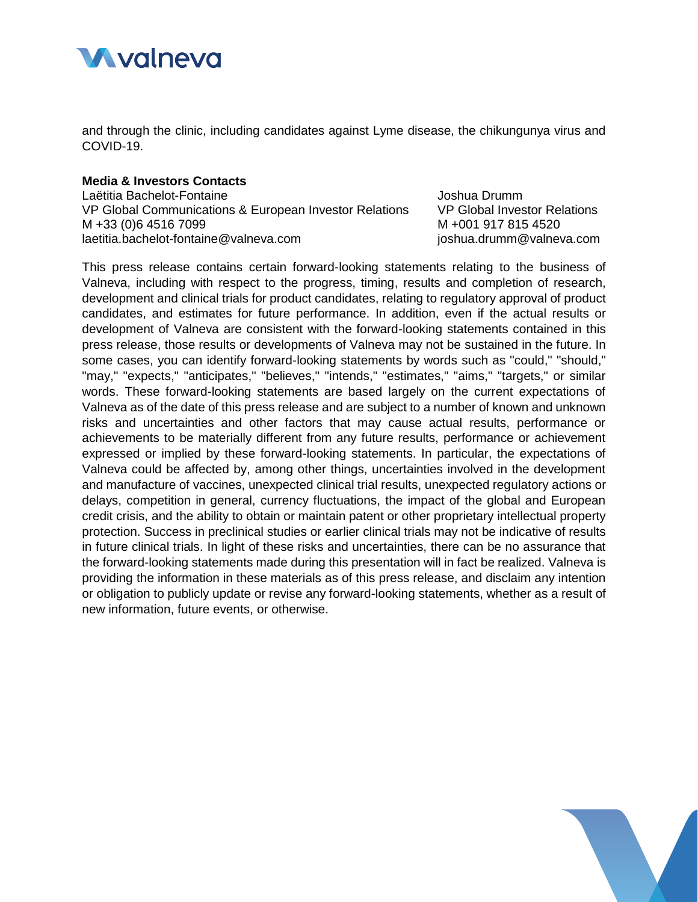and through the clinic, including candidates against Lyme disease, the chikungunya virus and COVID-19.

**Media & Investors Contacts**

Laëtitia Bachelot-Fontaine
VP Global Communications & European Investor Relations
M +33 (0)6 4516 7099
laetitia.bachelot-fontaine@valneva.com

Joshua Drumm
VP Global Investor Relations
M +001 917 815 4520
joshua.drumm@valneva.com

This press release contains certain forward-looking statements relating to the business of Valneva, including with respect to the progress, timing, results and completion of research, development and clinical trials for product candidates, relating to regulatory approval of product candidates, and estimates for future performance. In addition, even if the actual results or development of Valneva are consistent with the forward-looking statements contained in this press release, those results or developments of Valneva may not be sustained in the future. In some cases, you can identify forward-looking statements by words such as "could," "should," "may," "expects," "anticipates," "believes," "intends," "estimates," "aims," "targets," or similar words. These forward-looking statements are based largely on the current expectations of Valneva as of the date of this press release and are subject to a number of known and unknown risks and uncertainties and other factors that may cause actual results, performance or achievements to be materially different from any future results, performance or achievement expressed or implied by these forward-looking statements. In particular, the expectations of Valneva could be affected by, among other things, uncertainties involved in the development and manufacture of vaccines, unexpected clinical trial results, unexpected regulatory actions or delays, competition in general, currency fluctuations, the impact of the global and European credit crisis, and the ability to obtain or maintain patent or other proprietary intellectual property protection. Success in preclinical studies or earlier clinical trials may not be indicative of results in future clinical trials. In light of these risks and uncertainties, there can be no assurance that the forward-looking statements made during this presentation will in fact be realized. Valneva is providing the information in these materials as of this press release, and disclaim any intention or obligation to publicly update or revise any forward-looking statements, whether as a result of new information, future events, or otherwise.